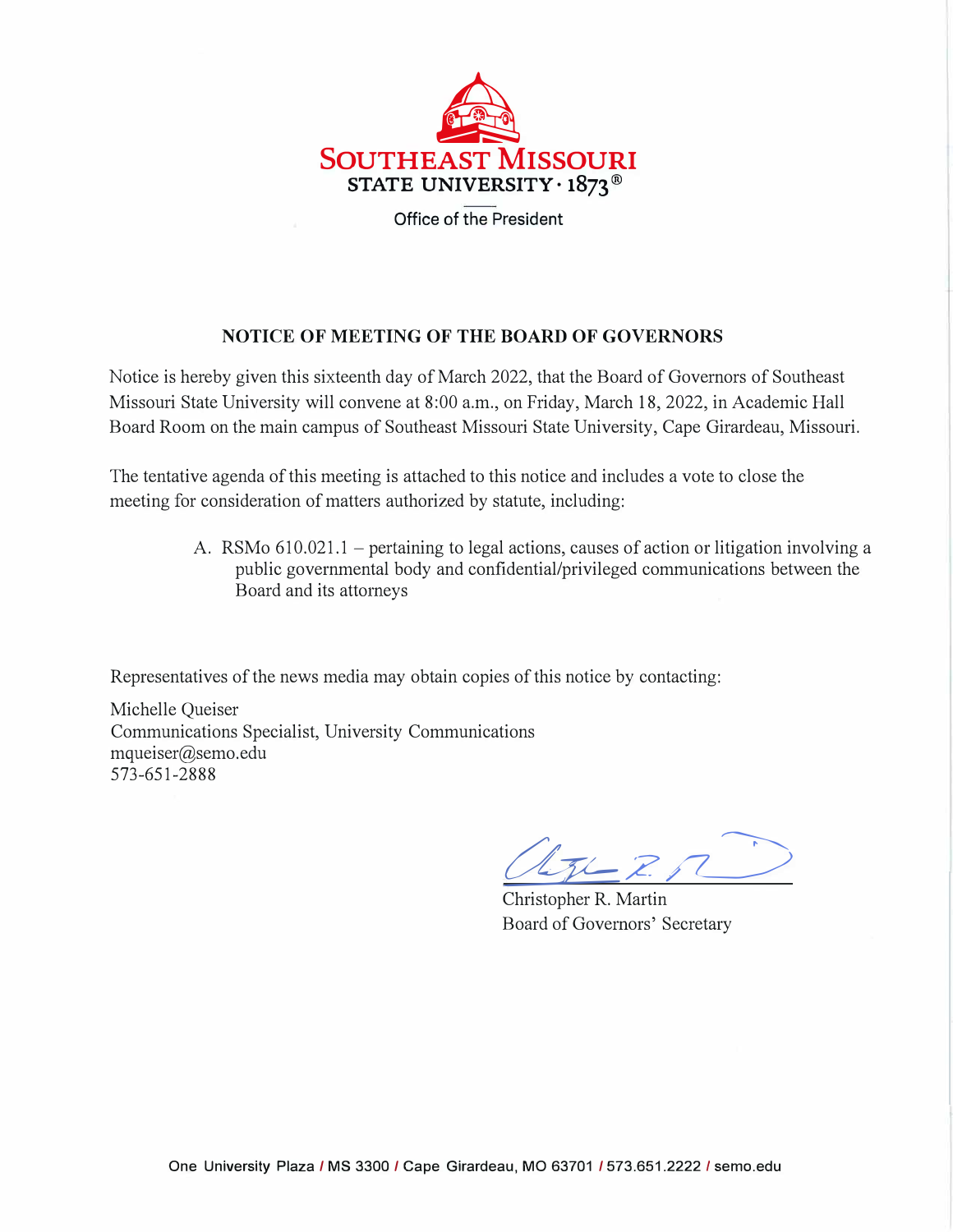SOUTHEAST MISSOURI STATE UNIVERSITY · 1873®

Office of the President

## NOTICE OF MEETING OF THE BOARD OF GOVERNORS

Notice is hereby given this sixteenth day of March 2022, that the Board of Governors of Southeast Missouri State University will convene at 8:00 a.m., on Friday, March 18, 2022, in Academic Hall Board Room on the main campus of Southeast Missouri State University, Cape Girardeau, Missouri.

The tentative agenda of this meeting is attached to this notice and includes a vote to close the meeting for consideration of matters authorized by statute, including:

A. RSMo 610.021.1 – pertaining to legal actions, causes of action or litigation involving a public governmental body and confidential/privileged communications between the Board and its attorneys

Representatives of the news media may obtain copies of this notice by contacting:

Michelle Queiser
Communications Specialist, University Communications
mqueiser@semo.edu
573-651-2888

Christopher R. Martin
Board of Governors' Secretary

One University Plaza / MS 3300 / Cape Girardeau, MO 63701 / 573.651.2222 / semo.edu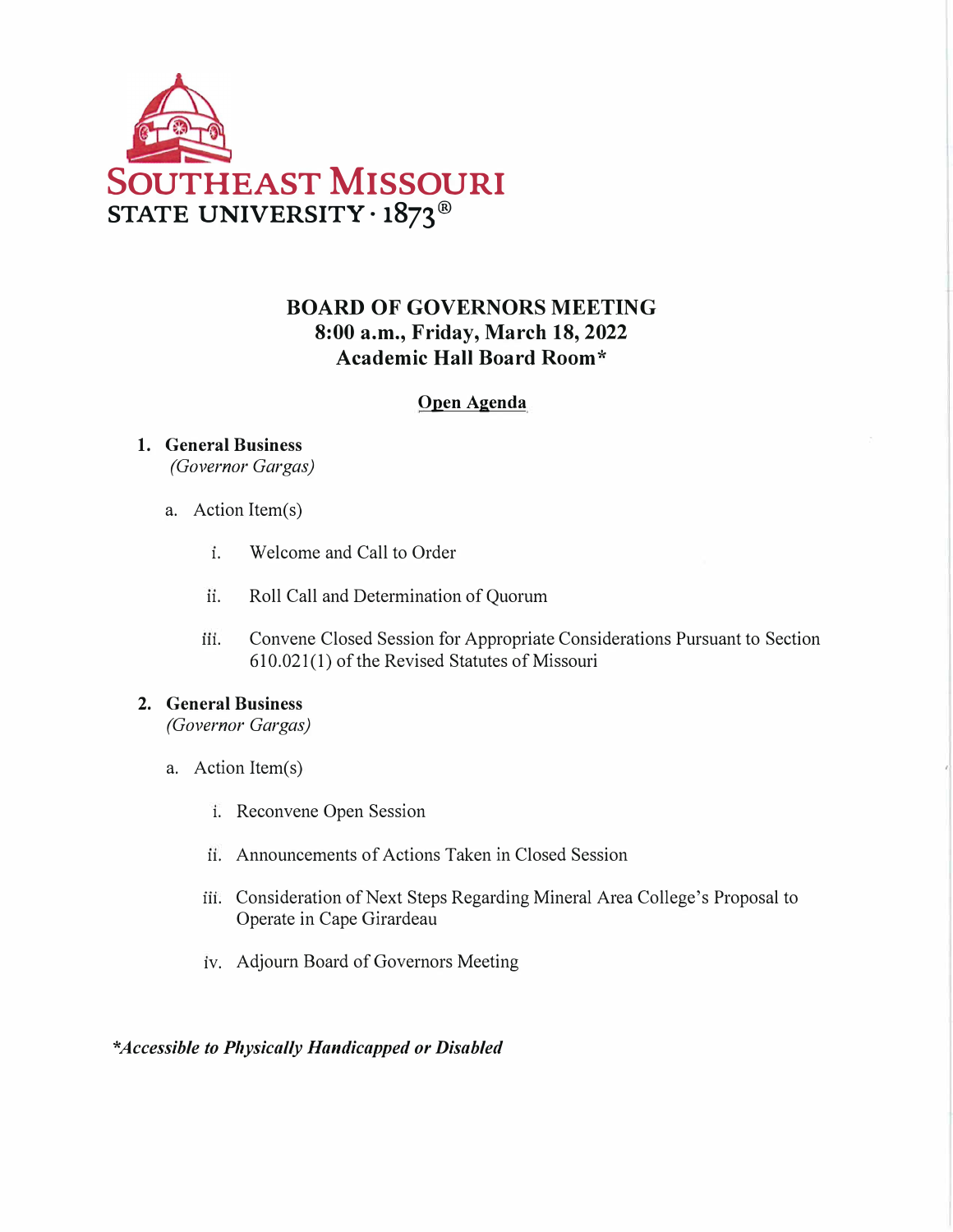SOUTHEAST MISSOURI STATE UNIVERSITY · 1873®

# BOARD OF GOVERNORS MEETING
## 8:00 a.m., Friday, March 18, 2022
## Academic Hall Board Room*

**Open Agenda**

1. **General Business**
   *(Governor Gargas)*

   a. Action Item(s)

      i. Welcome and Call to Order

      ii. Roll Call and Determination of Quorum

      iii. Convene Closed Session for Appropriate Considerations Pursuant to Section 610.021(1) of the Revised Statutes of Missouri

2. **General Business**
   *(Governor Gargas)*

   a. Action Item(s)

      i. Reconvene Open Session

      ii. Announcements of Actions Taken in Closed Session

      iii. Consideration of Next Steps Regarding Mineral Area College's Proposal to Operate in Cape Girardeau

      iv. Adjourn Board of Governors Meeting

***Accessible to Physically Handicapped or Disabled***